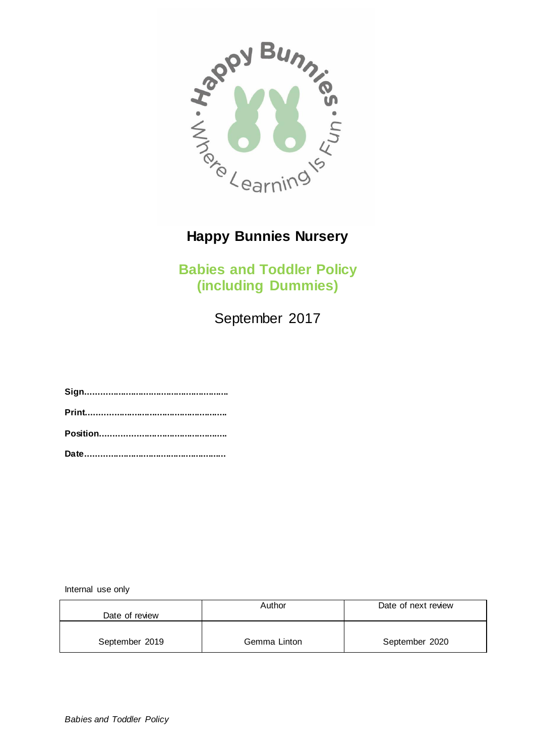# Happy Bunnies Nursery

## Babies and Toddler Policy (including Dummies)

September 2017

**Sign………………………………………………….**

**Print…………………………………………………**

**Position……………………………………………..**

**Date………………………………………………….**

Internal use only

| Date of review | Author | Date of next review |
|---|---|---|
| September 2019 | Gemma Linton | September 2020 |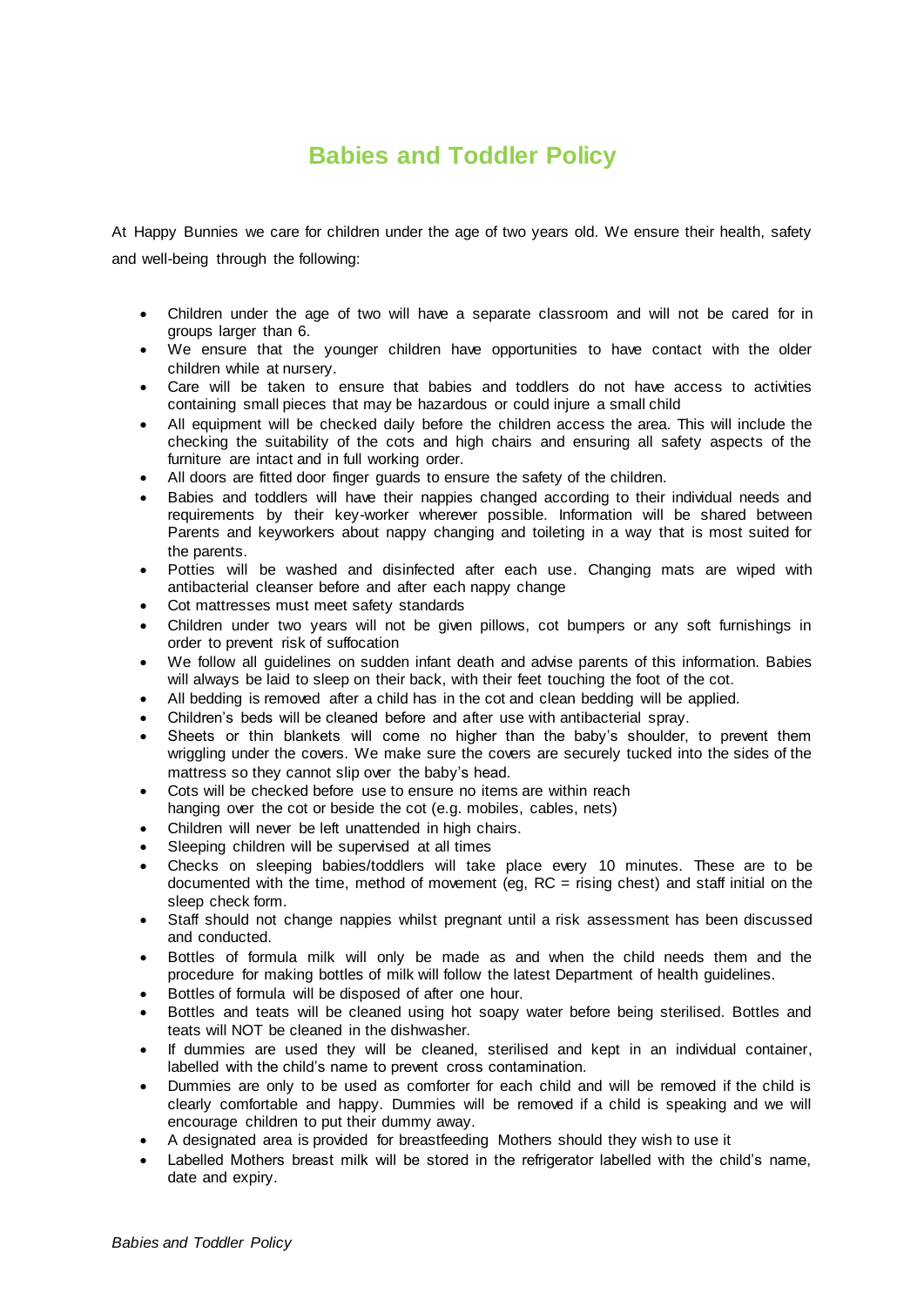# Babies and Toddler Policy

At Happy Bunnies we care for children under the age of two years old. We ensure their health, safety and well-being through the following:

- Children under the age of two will have a separate classroom and will not be cared for in groups larger than 6.
- We ensure that the younger children have opportunities to have contact with the older children while at nursery.
- Care will be taken to ensure that babies and toddlers do not have access to activities containing small pieces that may be hazardous or could injure a small child
- All equipment will be checked daily before the children access the area. This will include the checking the suitability of the cots and high chairs and ensuring all safety aspects of the furniture are intact and in full working order.
- All doors are fitted door finger guards to ensure the safety of the children.
- Babies and toddlers will have their nappies changed according to their individual needs and requirements by their key-worker wherever possible. Information will be shared between Parents and keyworkers about nappy changing and toileting in a way that is most suited for the parents.
- Potties will be washed and disinfected after each use. Changing mats are wiped with antibacterial cleanser before and after each nappy change
- Cot mattresses must meet safety standards
- Children under two years will not be given pillows, cot bumpers or any soft furnishings in order to prevent risk of suffocation
- We follow all guidelines on sudden infant death and advise parents of this information. Babies will always be laid to sleep on their back, with their feet touching the foot of the cot.
- All bedding is removed after a child has in the cot and clean bedding will be applied.
- Children's beds will be cleaned before and after use with antibacterial spray.
- Sheets or thin blankets will come no higher than the baby's shoulder, to prevent them wriggling under the covers. We make sure the covers are securely tucked into the sides of the mattress so they cannot slip over the baby's head.
- Cots will be checked before use to ensure no items are within reach hanging over the cot or beside the cot (e.g. mobiles, cables, nets)
- Children will never be left unattended in high chairs.
- Sleeping children will be supervised at all times
- Checks on sleeping babies/toddlers will take place every 10 minutes. These are to be documented with the time, method of movement (eg, RC = rising chest) and staff initial on the sleep check form.
- Staff should not change nappies whilst pregnant until a risk assessment has been discussed and conducted.
- Bottles of formula milk will only be made as and when the child needs them and the procedure for making bottles of milk will follow the latest Department of health guidelines.
- Bottles of formula will be disposed of after one hour.
- Bottles and teats will be cleaned using hot soapy water before being sterilised. Bottles and teats will NOT be cleaned in the dishwasher.
- If dummies are used they will be cleaned, sterilised and kept in an individual container, labelled with the child's name to prevent cross contamination.
- Dummies are only to be used as comforter for each child and will be removed if the child is clearly comfortable and happy. Dummies will be removed if a child is speaking and we will encourage children to put their dummy away.
- A designated area is provided for breastfeeding Mothers should they wish to use it
- Labelled Mothers breast milk will be stored in the refrigerator labelled with the child's name, date and expiry.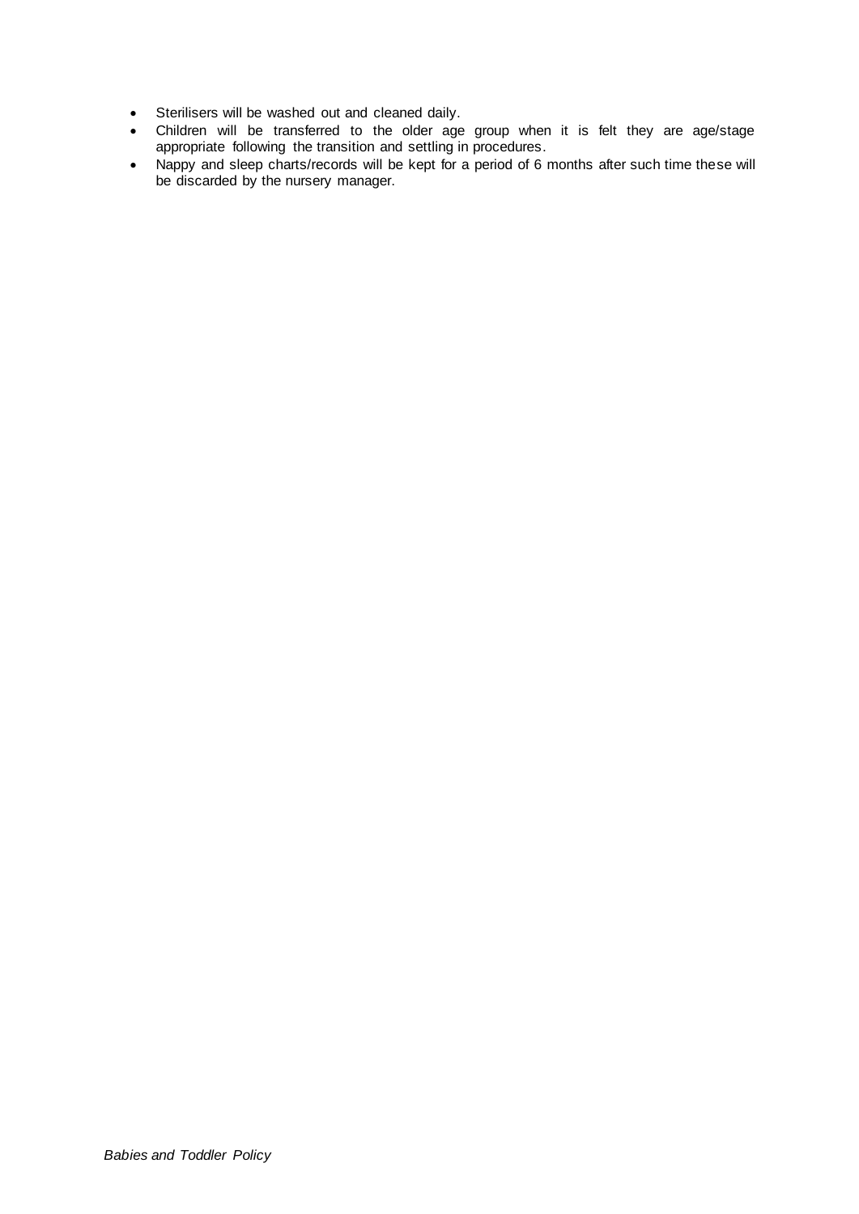- Sterilisers will be washed out and cleaned daily.
- Children will be transferred to the older age group when it is felt they are age/stage appropriate following the transition and settling in procedures.
- Nappy and sleep charts/records will be kept for a period of 6 months after such time these will be discarded by the nursery manager.